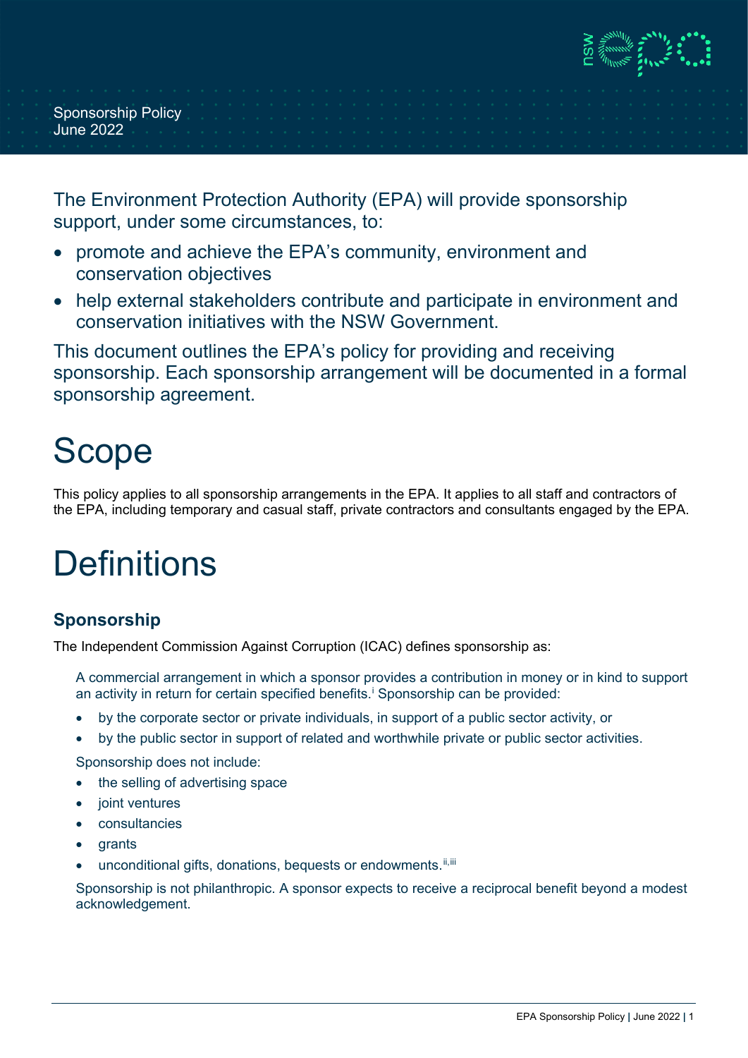Sponsorship Policy
June 2022

The Environment Protection Authority (EPA) will provide sponsorship support, under some circumstances, to:

- promote and achieve the EPA's community, environment and conservation objectives
- help external stakeholders contribute and participate in environment and conservation initiatives with the NSW Government.

This document outlines the EPA's policy for providing and receiving sponsorship. Each sponsorship arrangement will be documented in a formal sponsorship agreement.

# Scope

This policy applies to all sponsorship arrangements in the EPA. It applies to all staff and contractors of the EPA, including temporary and casual staff, private contractors and consultants engaged by the EPA.

# Definitions

## Sponsorship

The Independent Commission Against Corruption (ICAC) defines sponsorship as:

> A commercial arrangement in which a sponsor provides a contribution in money or in kind to support an activity in return for certain specified benefits.[i] Sponsorship can be provided:
>
> - by the corporate sector or private individuals, in support of a public sector activity, or
> - by the public sector in support of related and worthwhile private or public sector activities.
>
> Sponsorship does not include:
>
> - the selling of advertising space
> - joint ventures
> - consultancies
> - grants
> - unconditional gifts, donations, bequests or endowments.[ii,iii]
>
> Sponsorship is not philanthropic. A sponsor expects to receive a reciprocal benefit beyond a modest acknowledgement.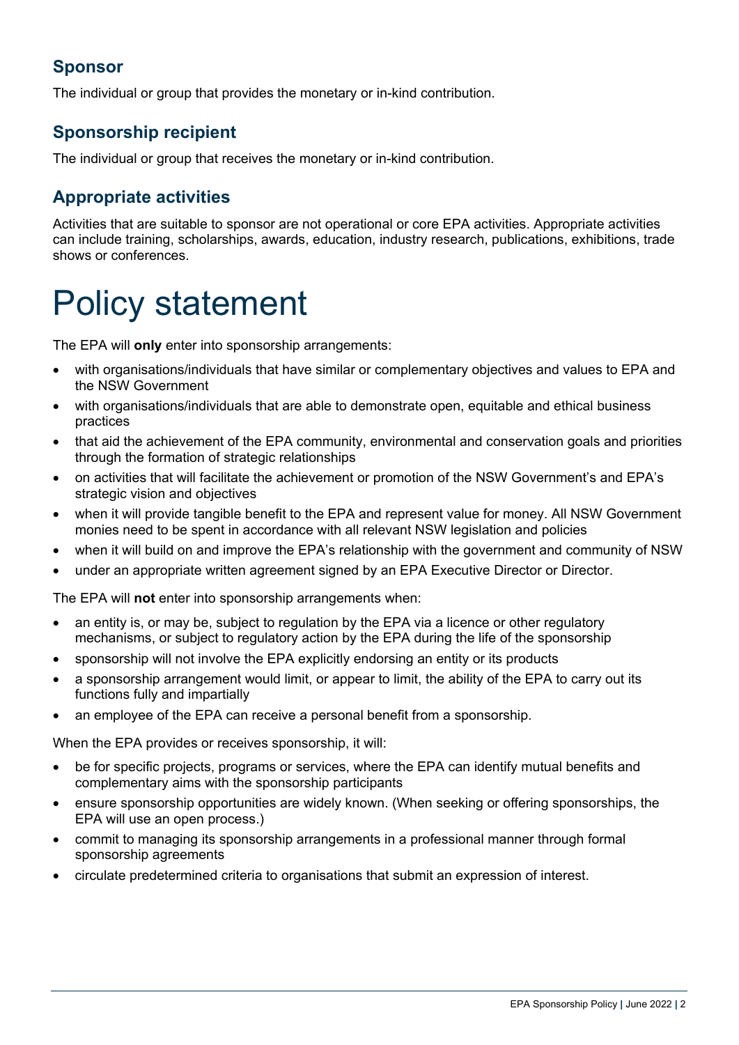### Sponsor

The individual or group that provides the monetary or in-kind contribution.

### Sponsorship recipient

The individual or group that receives the monetary or in-kind contribution.

### Appropriate activities

Activities that are suitable to sponsor are not operational or core EPA activities. Appropriate activities can include training, scholarships, awards, education, industry research, publications, exhibitions, trade shows or conferences.

# Policy statement

The EPA will **only** enter into sponsorship arrangements:

- with organisations/individuals that have similar or complementary objectives and values to EPA and the NSW Government
- with organisations/individuals that are able to demonstrate open, equitable and ethical business practices
- that aid the achievement of the EPA community, environmental and conservation goals and priorities through the formation of strategic relationships
- on activities that will facilitate the achievement or promotion of the NSW Government's and EPA's strategic vision and objectives
- when it will provide tangible benefit to the EPA and represent value for money. All NSW Government monies need to be spent in accordance with all relevant NSW legislation and policies
- when it will build on and improve the EPA's relationship with the government and community of NSW
- under an appropriate written agreement signed by an EPA Executive Director or Director.

The EPA will **not** enter into sponsorship arrangements when:

- an entity is, or may be, subject to regulation by the EPA via a licence or other regulatory mechanisms, or subject to regulatory action by the EPA during the life of the sponsorship
- sponsorship will not involve the EPA explicitly endorsing an entity or its products
- a sponsorship arrangement would limit, or appear to limit, the ability of the EPA to carry out its functions fully and impartially
- an employee of the EPA can receive a personal benefit from a sponsorship.

When the EPA provides or receives sponsorship, it will:

- be for specific projects, programs or services, where the EPA can identify mutual benefits and complementary aims with the sponsorship participants
- ensure sponsorship opportunities are widely known. (When seeking or offering sponsorships, the EPA will use an open process.)
- commit to managing its sponsorship arrangements in a professional manner through formal sponsorship agreements
- circulate predetermined criteria to organisations that submit an expression of interest.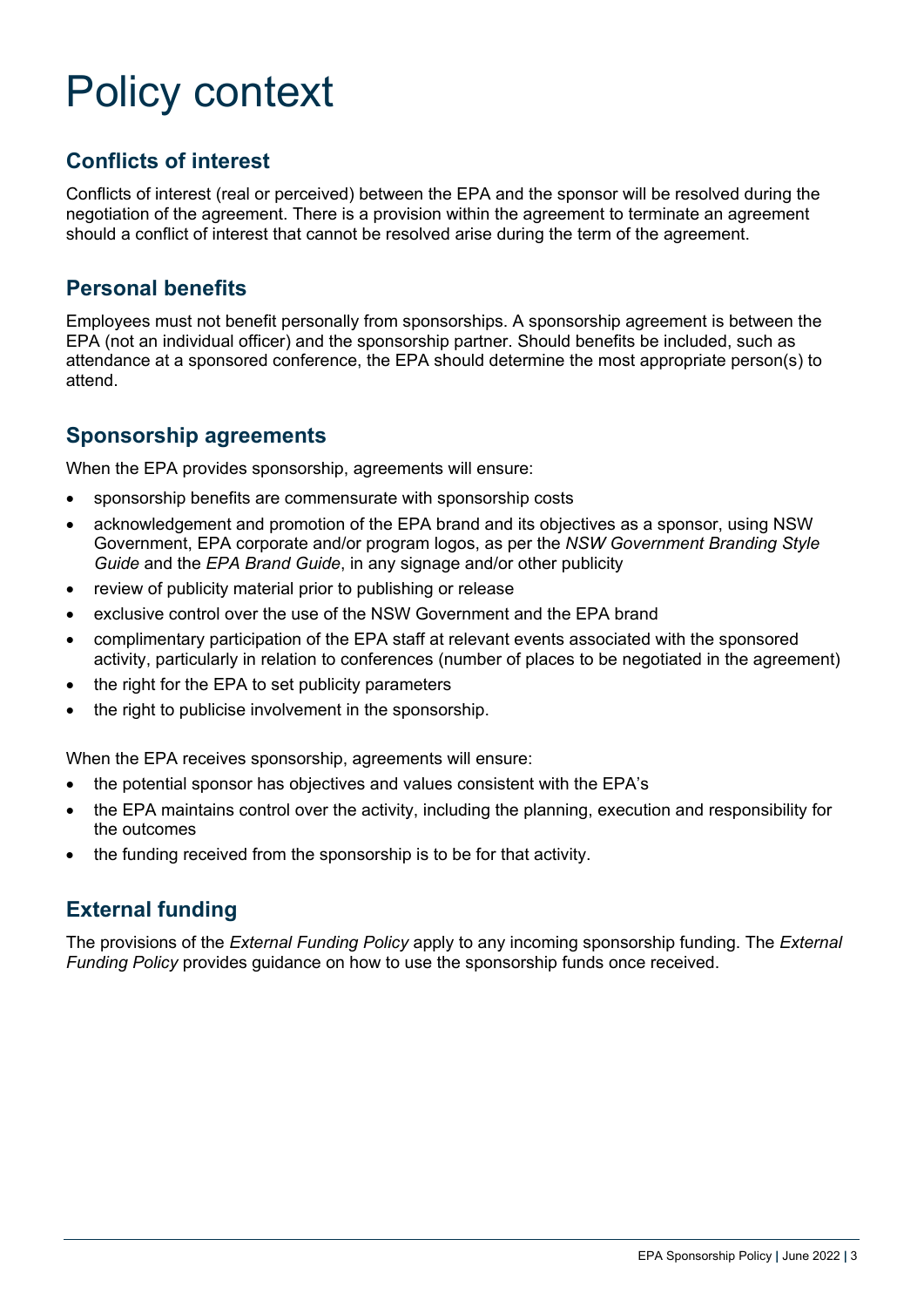# Policy context

## Conflicts of interest

Conflicts of interest (real or perceived) between the EPA and the sponsor will be resolved during the negotiation of the agreement. There is a provision within the agreement to terminate an agreement should a conflict of interest that cannot be resolved arise during the term of the agreement.

## Personal benefits

Employees must not benefit personally from sponsorships. A sponsorship agreement is between the EPA (not an individual officer) and the sponsorship partner. Should benefits be included, such as attendance at a sponsored conference, the EPA should determine the most appropriate person(s) to attend.

## Sponsorship agreements

When the EPA provides sponsorship, agreements will ensure:

- sponsorship benefits are commensurate with sponsorship costs
- acknowledgement and promotion of the EPA brand and its objectives as a sponsor, using NSW Government, EPA corporate and/or program logos, as per the *NSW Government Branding Style Guide* and the *EPA Brand Guide*, in any signage and/or other publicity
- review of publicity material prior to publishing or release
- exclusive control over the use of the NSW Government and the EPA brand
- complimentary participation of the EPA staff at relevant events associated with the sponsored activity, particularly in relation to conferences (number of places to be negotiated in the agreement)
- the right for the EPA to set publicity parameters
- the right to publicise involvement in the sponsorship.

When the EPA receives sponsorship, agreements will ensure:

- the potential sponsor has objectives and values consistent with the EPA's
- the EPA maintains control over the activity, including the planning, execution and responsibility for the outcomes
- the funding received from the sponsorship is to be for that activity.

## External funding

The provisions of the *External Funding Policy* apply to any incoming sponsorship funding. The *External Funding Policy* provides guidance on how to use the sponsorship funds once received.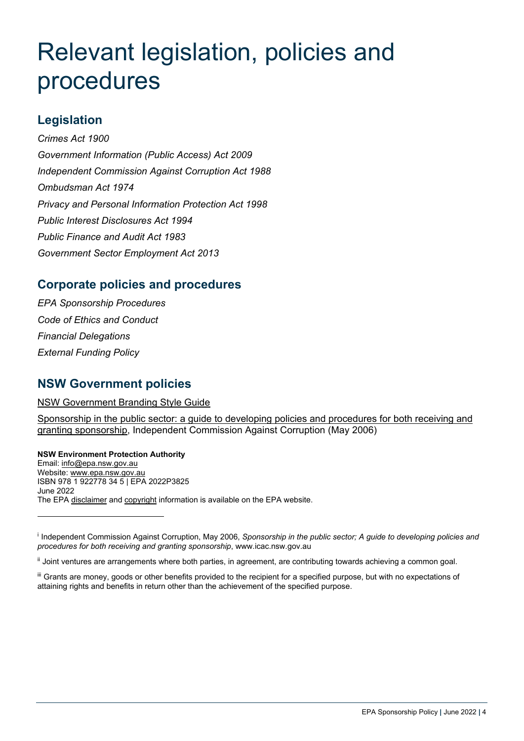# Relevant legislation, policies and procedures

## Legislation

*Crimes Act 1900*

*Government Information (Public Access) Act 2009*

*Independent Commission Against Corruption Act 1988*

*Ombudsman Act 1974*

*Privacy and Personal Information Protection Act 1998*

*Public Interest Disclosures Act 1994*

*Public Finance and Audit Act 1983*

*Government Sector Employment Act 2013*

## Corporate policies and procedures

*EPA Sponsorship Procedures*

*Code of Ethics and Conduct*

*Financial Delegations*

*External Funding Policy*

## NSW Government policies

NSW Government Branding Style Guide

Sponsorship in the public sector: a guide to developing policies and procedures for both receiving and granting sponsorship, Independent Commission Against Corruption (May 2006)

**NSW Environment Protection Authority**
Email: info@epa.nsw.gov.au
Website: www.epa.nsw.gov.au
ISBN 978 1 922778 34 5 | EPA 2022P3825
June 2022
The EPA disclaimer and copyright information is available on the EPA website.

---

[i] Independent Commission Against Corruption, May 2006, *Sponsorship in the public sector; A guide to developing policies and procedures for both receiving and granting sponsorship*, www.icac.nsw.gov.au

[ii] Joint ventures are arrangements where both parties, in agreement, are contributing towards achieving a common goal.

[iii] Grants are money, goods or other benefits provided to the recipient for a specified purpose, but with no expectations of attaining rights and benefits in return other than the achievement of the specified purpose.